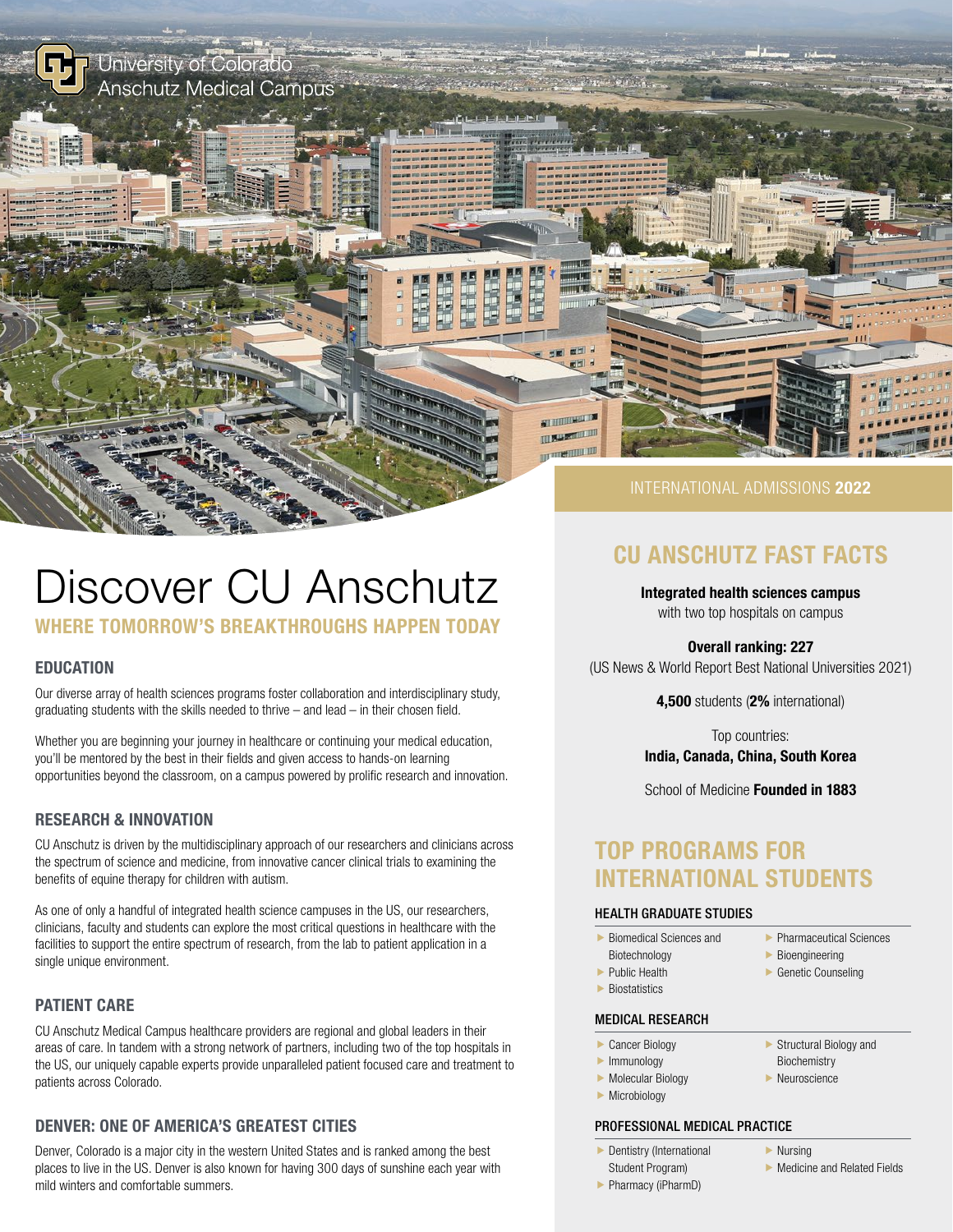University of Colorado
Anschutz Medical Campus

INTERNATIONAL ADMISSIONS **2022**

# Discover CU Anschutz

## WHERE TOMORROW'S BREAKTHROUGHS HAPPEN TODAY

### EDUCATION

Our diverse array of health sciences programs foster collaboration and interdisciplinary study, graduating students with the skills needed to thrive – and lead – in their chosen field.

Whether you are beginning your journey in healthcare or continuing your medical education, you'll be mentored by the best in their fields and given access to hands-on learning opportunities beyond the classroom, on a campus powered by prolific research and innovation.

### RESEARCH & INNOVATION

CU Anschutz is driven by the multidisciplinary approach of our researchers and clinicians across the spectrum of science and medicine, from innovative cancer clinical trials to examining the benefits of equine therapy for children with autism.

As one of only a handful of integrated health science campuses in the US, our researchers, clinicians, faculty and students can explore the most critical questions in healthcare with the facilities to support the entire spectrum of research, from the lab to patient application in a single unique environment.

### PATIENT CARE

CU Anschutz Medical Campus healthcare providers are regional and global leaders in their areas of care. In tandem with a strong network of partners, including two of the top hospitals in the US, our uniquely capable experts provide unparalleled patient focused care and treatment to patients across Colorado.

### DENVER: ONE OF AMERICA'S GREATEST CITIES

Denver, Colorado is a major city in the western United States and is ranked among the best places to live in the US. Denver is also known for having 300 days of sunshine each year with mild winters and comfortable summers.

## CU ANSCHUTZ FAST FACTS

**Integrated health sciences campus**
with two top hospitals on campus

**Overall ranking: 227**
(US News & World Report Best National Universities 2021)

**4,500** students (**2%** international)

Top countries:
**India, Canada, China, South Korea**

School of Medicine **Founded in 1883**

## TOP PROGRAMS FOR INTERNATIONAL STUDENTS

### HEALTH GRADUATE STUDIES

- Biomedical Sciences and Biotechnology
- Public Health
- Biostatistics
- Pharmaceutical Sciences
- Bioengineering
- Genetic Counseling

### MEDICAL RESEARCH

- Cancer Biology
- Immunology
- Molecular Biology
- Microbiology
- Structural Biology and Biochemistry
- Neuroscience

### PROFESSIONAL MEDICAL PRACTICE

- Dentistry (International Student Program)
- Pharmacy (iPharmD)
- Nursing
- Medicine and Related Fields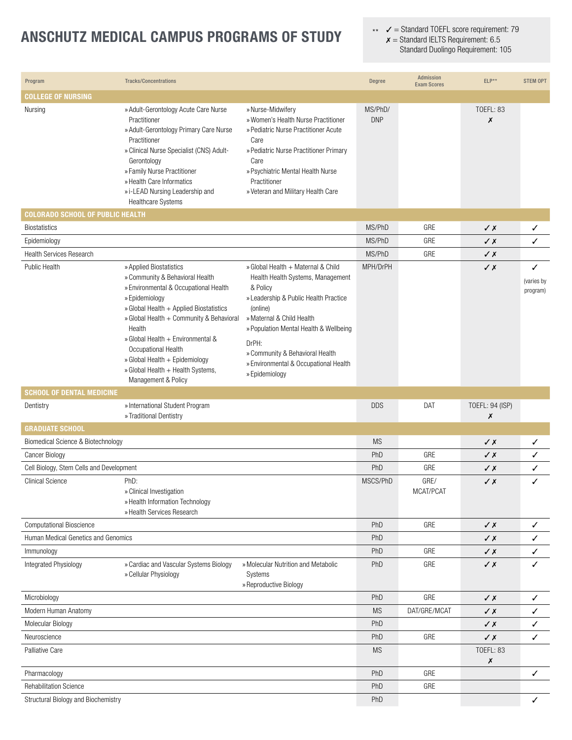# ANSCHUTZ MEDICAL CAMPUS PROGRAMS OF STUDY

** ✓ = Standard TOEFL score requirement: 79
✗ = Standard IELTS Requirement: 6.5
Standard Duolingo Requirement: 105

| Program | Tracks/Concentrations | | Degree | Admission Exam Scores | ELP** | STEM OPT |
|---|---|---|---|---|---|---|
| **COLLEGE OF NURSING** | | | | | | |
| Nursing | » Adult-Gerontology Acute Care Nurse Practitioner<br>» Adult-Gerontology Primary Care Nurse Practitioner<br>» Clinical Nurse Specialist (CNS) Adult-Gerontology<br>» Family Nurse Practitioner<br>» Health Care Informatics<br>» i-LEAD Nursing Leadership and Healthcare Systems | » Nurse-Midwifery<br>» Women's Health Nurse Practitioner<br>» Pediatric Nurse Practitioner Acute Care<br>» Pediatric Nurse Practitioner Primary Care<br>» Psychiatric Mental Health Nurse Practitioner<br>» Veteran and Military Health Care | MS/PhD/DNP | | TOEFL: 83<br>✗ | |
| **COLORADO SCHOOL OF PUBLIC HEALTH** | | | | | | |
| Biostatistics | | | MS/PhD | GRE | ✓✗ | ✓ |
| Epidemiology | | | MS/PhD | GRE | ✓✗ | ✓ |
| Health Services Research | | | MS/PhD | GRE | ✓✗ | |
| Public Health | » Applied Biostatistics<br>» Community & Behavioral Health<br>» Environmental & Occupational Health<br>» Epidemiology<br>» Global Health + Applied Biostatistics<br>» Global Health + Community & Behavioral Health<br>» Global Health + Environmental & Occupational Health<br>» Global Health + Epidemiology<br>» Global Health + Health Systems, Management & Policy | » Global Health + Maternal & Child Health Health Systems, Management & Policy<br>» Leadership & Public Health Practice (online)<br>» Maternal & Child Health<br>» Population Mental Health & Wellbeing<br>DrPH:<br>» Community & Behavioral Health<br>» Environmental & Occupational Health<br>» Epidemiology | MPH/DrPH | | ✓✗ | ✓<br>(varies by program) |
| **SCHOOL OF DENTAL MEDICINE** | | | | | | |
| Dentistry | » International Student Program<br>» Traditional Dentistry | | DDS | DAT | TOEFL: 94 (ISP)<br>✗ | |
| **GRADUATE SCHOOL** | | | | | | |
| Biomedical Science & Biotechnology | | | MS | | ✓✗ | ✓ |
| Cancer Biology | | | PhD | GRE | ✓✗ | ✓ |
| Cell Biology, Stem Cells and Development | | | PhD | GRE | ✓✗ | ✓ |
| Clinical Science | PhD:<br>» Clinical Investigation<br>» Health Information Technology<br>» Health Services Research | | MSCS/PhD | GRE/MCAT/PCAT | ✓✗ | ✓ |
| Computational Bioscience | | | PhD | GRE | ✓✗ | ✓ |
| Human Medical Genetics and Genomics | | | PhD | | ✓✗ | ✓ |
| Immunology | | | PhD | GRE | ✓✗ | ✓ |
| Integrated Physiology | » Cardiac and Vascular Systems Biology<br>» Cellular Physiology | » Molecular Nutrition and Metabolic Systems<br>» Reproductive Biology | PhD | GRE | ✓✗ | ✓ |
| Microbiology | | | PhD | GRE | ✓✗ | ✓ |
| Modern Human Anatomy | | | MS | DAT/GRE/MCAT | ✓✗ | ✓ |
| Molecular Biology | | | PhD | | ✓✗ | ✓ |
| Neuroscience | | | PhD | GRE | ✓✗ | ✓ |
| Palliative Care | | | MS | | TOEFL: 83<br>✗ | |
| Pharmacology | | | PhD | GRE | | ✓ |
| Rehabilitation Science | | | PhD | GRE | | |
| Structural Biology and Biochemistry | | | PhD | | | ✓ |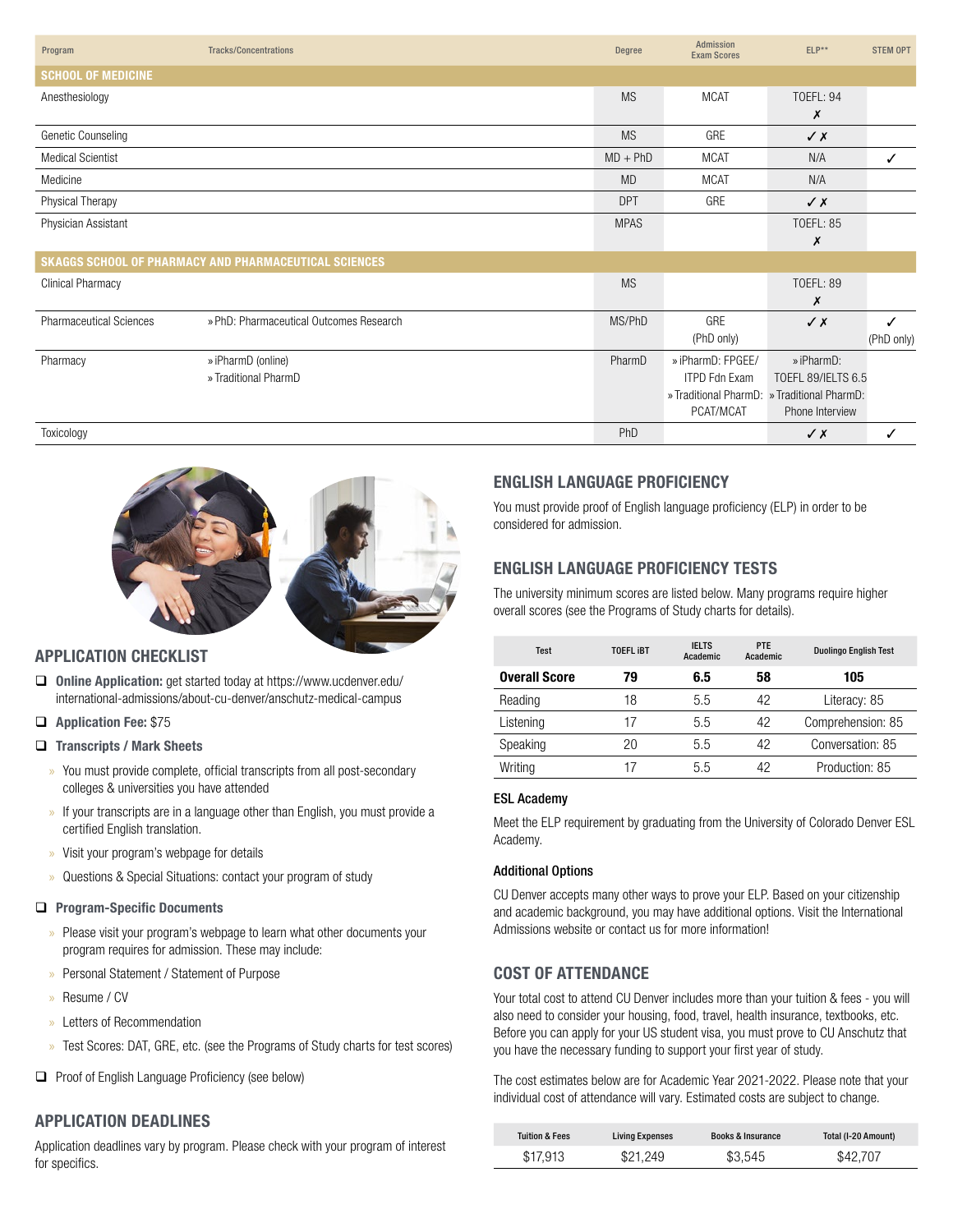| Program | Tracks/Concentrations | Degree | Admission Exam Scores | ELP** | STEM OPT |
|---|---|---|---|---|---|
| **SCHOOL OF MEDICINE** | | | | | |
| Anesthesiology | | MS | MCAT | TOEFL: 94 ✗ | |
| Genetic Counseling | | MS | GRE | ✓✗ | |
| Medical Scientist | | MD + PhD | MCAT | N/A | ✓ |
| Medicine | | MD | MCAT | N/A | |
| Physical Therapy | | DPT | GRE | ✓✗ | |
| Physician Assistant | | MPAS | | TOEFL: 85 ✗ | |
| **SKAGGS SCHOOL OF PHARMACY AND PHARMACEUTICAL SCIENCES** | | | | | |
| Clinical Pharmacy | | MS | | TOEFL: 89 ✗ | |
| Pharmaceutical Sciences | » PhD: Pharmaceutical Outcomes Research | MS/PhD | GRE (PhD only) | ✓✗ | ✓ (PhD only) |
| Pharmacy | » iPharmD (online) » Traditional PharmD | PharmD | » iPharmD: FPGEE/ ITPD Fdn Exam » Traditional PharmD: PCAT/MCAT | » iPharmD: TOEFL 89/IELTS 6.5 » Traditional PharmD: Phone Interview | |
| Toxicology | | PhD | | ✓✗ | ✓ |

## APPLICATION CHECKLIST

- ❑ **Online Application:** get started today at https://www.ucdenver.edu/international-admissions/about-cu-denver/anschutz-medical-campus
- ❑ **Application Fee:** $75
- ❑ **Transcripts / Mark Sheets**
  - You must provide complete, official transcripts from all post-secondary colleges & universities you have attended
  - If your transcripts are in a language other than English, you must provide a certified English translation.
  - Visit your program's webpage for details
  - Questions & Special Situations: contact your program of study
- ❑ **Program-Specific Documents**
  - Please visit your program's webpage to learn what other documents your program requires for admission. These may include:
  - Personal Statement / Statement of Purpose
  - Resume / CV
  - Letters of Recommendation
  - Test Scores: DAT, GRE, etc. (see the Programs of Study charts for test scores)
- ❑ Proof of English Language Proficiency (see below)

## APPLICATION DEADLINES

Application deadlines vary by program. Please check with your program of interest for specifics.

## ENGLISH LANGUAGE PROFICIENCY

You must provide proof of English language proficiency (ELP) in order to be considered for admission.

## ENGLISH LANGUAGE PROFICIENCY TESTS

The university minimum scores are listed below. Many programs require higher overall scores (see the Programs of Study charts for details).

| Test | TOEFL iBT | IELTS Academic | PTE Academic | Duolingo English Test |
|---|---|---|---|---|
| **Overall Score** | **79** | **6.5** | **58** | **105** |
| Reading | 18 | 5.5 | 42 | Literacy: 85 |
| Listening | 17 | 5.5 | 42 | Comprehension: 85 |
| Speaking | 20 | 5.5 | 42 | Conversation: 85 |
| Writing | 17 | 5.5 | 42 | Production: 85 |

### ESL Academy

Meet the ELP requirement by graduating from the University of Colorado Denver ESL Academy.

### Additional Options

CU Denver accepts many other ways to prove your ELP. Based on your citizenship and academic background, you may have additional options. Visit the International Admissions website or contact us for more information!

## COST OF ATTENDANCE

Your total cost to attend CU Denver includes more than your tuition & fees - you will also need to consider your housing, food, travel, health insurance, textbooks, etc. Before you can apply for your US student visa, you must prove to CU Anschutz that you have the necessary funding to support your first year of study.

The cost estimates below are for Academic Year 2021-2022. Please note that your individual cost of attendance will vary. Estimated costs are subject to change.

| Tuition & Fees | Living Expenses | Books & Insurance | Total (I-20 Amount) |
|---|---|---|---|
| $17,913 | $21,249 | $3,545 | $42,707 |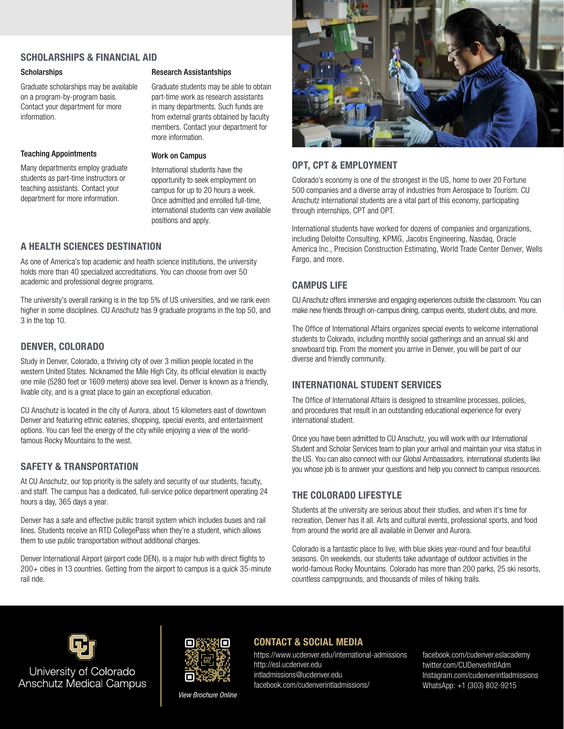## SCHOLARSHIPS & FINANCIAL AID

### Scholarships

Graduate scholarships may be available on a program-by-program basis. Contact your department for more information.

### Teaching Appointments

Many departments employ graduate students as part-time instructors or teaching assistants. Contact your department for more information.

### Research Assistantships

Graduate students may be able to obtain part-time work as research assistants in many departments. Such funds are from external grants obtained by faculty members. Contact your department for more information.

### Work on Campus

International students have the opportunity to seek employment on campus for up to 20 hours a week. Once admitted and enrolled full-time, international students can view available positions and apply.

## A HEALTH SCIENCES DESTINATION

As one of America's top academic and health science institutions, the university holds more than 40 specialized accreditations. You can choose from over 50 academic and professional degree programs.

The university's overall ranking is in the top 5% of US universities, and we rank even higher in some disciplines. CU Anschutz has 9 graduate programs in the top 50, and 3 in the top 10.

## DENVER, COLORADO

Study in Denver, Colorado, a thriving city of over 3 million people located in the western United States. Nicknamed the Mile High City, its official elevation is exactly one mile (5280 feet or 1609 meters) above sea level. Denver is known as a friendly, livable city, and is a great place to gain an exceptional education.

CU Anschutz is located in the city of Aurora, about 15 kilometers east of downtown Denver and featuring ethnic eateries, shopping, special events, and entertainment options. You can feel the energy of the city while enjoying a view of the world-famous Rocky Mountains to the west.

## SAFETY & TRANSPORTATION

At CU Anschutz, our top priority is the safety and security of our students, faculty, and staff. The campus has a dedicated, full-service police department operating 24 hours a day, 365 days a year.

Denver has a safe and effective public transit system which includes buses and rail lines. Students receive an RTD CollegePass when they're a student, which allows them to use public transportation without additional charges.

Denver International Airport (airport code DEN), is a major hub with direct flights to 200+ cities in 13 countries. Getting from the airport to campus is a quick 35-minute rail ride.

## OPT, CPT & EMPLOYMENT

Colorado's economy is one of the strongest in the US, home to over 20 Fortune 500 companies and a diverse array of industries from Aerospace to Tourism. CU Anschutz international students are a vital part of this economy, participating through internships, CPT and OPT.

International students have worked for dozens of companies and organizations, including Deloitte Consulting, KPMG, Jacobs Engineering, Nasdaq, Oracle America Inc., Precision Construction Estimating, World Trade Center Denver, Wells Fargo, and more.

## CAMPUS LIFE

CU Anschutz offers immersive and engaging experiences outside the classroom. You can make new friends through on-campus dining, campus events, student clubs, and more.

The Office of International Affairs organizes special events to welcome international students to Colorado, including monthly social gatherings and an annual ski and snowboard trip. From the moment you arrive in Denver, you will be part of our diverse and friendly community.

## INTERNATIONAL STUDENT SERVICES

The Office of International Affairs is designed to streamline processes, policies, and procedures that result in an outstanding educational experience for every international student.

Once you have been admitted to CU Anschutz, you will work with our International Student and Scholar Services team to plan your arrival and maintain your visa status in the US. You can also connect with our Global Ambassadors, international students like you whose job is to answer your questions and help you connect to campus resources.

## THE COLORADO LIFESTYLE

Students at the university are serious about their studies, and when it's time for recreation, Denver has it all. Arts and cultural events, professional sports, and food from around the world are all available in Denver and Aurora.

Colorado is a fantastic place to live, with blue skies year-round and four beautiful seasons. On weekends, our students take advantage of outdoor activities in the world-famous Rocky Mountains. Colorado has more than 200 parks, 25 ski resorts, countless campgrounds, and thousands of miles of hiking trails.

University of Colorado Anschutz Medical Campus

*View Brochure Online*

## CONTACT & SOCIAL MEDIA

https://www.ucdenver.edu/international-admissions
http://esl.ucdenver.edu
intladmissions@ucdenver.edu
facebook.com/cudenverintladmissions/

facebook.com/cudenver.eslacademy
twitter.com/CUDenverIntlAdm
Instagram.com/cudenverintladmissions
WhatsApp: +1 (303) 802-9215